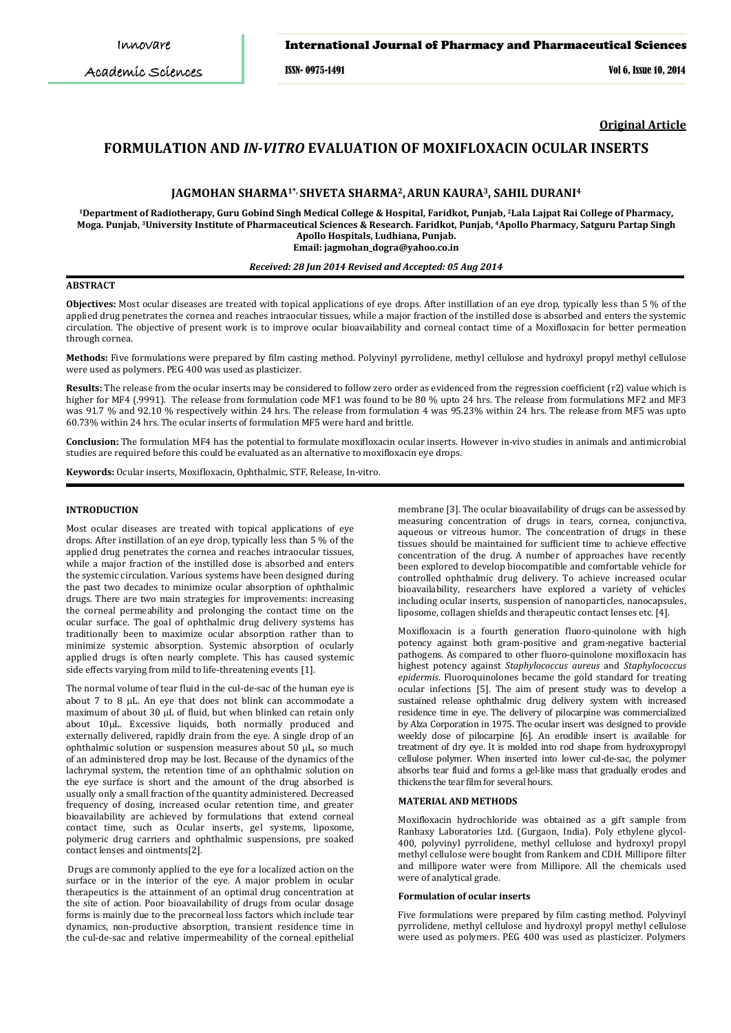**Original Article**

# FORMULATION AND *IN-VITRO* EVALUATION OF MOXIFLOXACIN OCULAR INSERTS

### JAGMOHAN SHARMA[1*], SHVETA SHARMA[2], ARUN KAURA[3], SAHIL DURANI[4]

[1]Department of Radiotherapy, Guru Gobind Singh Medical College & Hospital, Faridkot, Punjab, [2]Lala Lajpat Rai College of Pharmacy, Moga. Punjab, [3]University Institute of Pharmaceutical Sciences & Research. Faridkot, Punjab, [4]Apollo Pharmacy, Satguru Partap Singh Apollo Hospitals, Ludhiana, Punjab.
Email: jagmohan_dogra@yahoo.co.in

*Received: 28 Jun 2014 Revised and Accepted: 05 Aug 2014*

## ABSTRACT

**Objectives:** Most ocular diseases are treated with topical applications of eye drops. After instillation of an eye drop, typically less than 5 % of the applied drug penetrates the cornea and reaches intraocular tissues, while a major fraction of the instilled dose is absorbed and enters the systemic circulation. The objective of present work is to improve ocular bioavailability and corneal contact time of a Moxifloxacin for better permeation through cornea.

**Methods:** Five formulations were prepared by film casting method. Polyvinyl pyrrolidene, methyl cellulose and hydroxyl propyl methyl cellulose were used as polymers. PEG 400 was used as plasticizer.

**Results:** The release from the ocular inserts may be considered to follow zero order as evidenced from the regression coefficient (r2) value which is higher for MF4 (.9991). The release from formulation code MF1 was found to be 80 % upto 24 hrs. The release from formulations MF2 and MF3 was 91.7 % and 92.10 % respectively within 24 hrs. The release from formulation 4 was 95.23% within 24 hrs. The release from MF5 was upto 60.73% within 24 hrs. The ocular inserts of formulation MF5 were hard and brittle.

**Conclusion:** The formulation MF4 has the potential to formulate moxifloxacin ocular inserts. However in-vivo studies in animals and antimicrobial studies are required before this could be evaluated as an alternative to moxifloxacin eye drops.

**Keywords:** Ocular inserts, Moxifloxacin, Ophthalmic, STF, Release, In-vitro.

## INTRODUCTION

Most ocular diseases are treated with topical applications of eye drops. After instillation of an eye drop, typically less than 5 % of the applied drug penetrates the cornea and reaches intraocular tissues, while a major fraction of the instilled dose is absorbed and enters the systemic circulation. Various systems have been designed during the past two decades to minimize ocular absorption of ophthalmic drugs. There are two main strategies for improvements: increasing the corneal permeability and prolonging the contact time on the ocular surface. The goal of ophthalmic drug delivery systems has traditionally been to maximize ocular absorption rather than to minimize systemic absorption. Systemic absorption of ocularly applied drugs is often nearly complete. This has caused systemic side effects varying from mild to life-threatening events [1].

The normal volume of tear fluid in the cul-de-sac of the human eye is about 7 to 8 μL. An eye that does not blink can accommodate a maximum of about 30 μL of fluid, but when blinked can retain only about 10μL. Excessive liquids, both normally produced and externally delivered, rapidly drain from the eye. A single drop of an ophthalmic solution or suspension measures about 50 μL, so much of an administered drop may be lost. Because of the dynamics of the lachrymal system, the retention time of an ophthalmic solution on the eye surface is short and the amount of the drug absorbed is usually only a small fraction of the quantity administered. Decreased frequency of dosing, increased ocular retention time, and greater bioavailability are achieved by formulations that extend corneal contact time, such as Ocular inserts, gel systems, liposome, polymeric drug carriers and ophthalmic suspensions, pre soaked contact lenses and ointments[2].

Drugs are commonly applied to the eye for a localized action on the surface or in the interior of the eye. A major problem in ocular therapeutics is the attainment of an optimal drug concentration at the site of action. Poor bioavailability of drugs from ocular dosage forms is mainly due to the precorneal loss factors which include tear dynamics, non-productive absorption, transient residence time in the cul-de-sac and relative impermeability of the corneal epithelial membrane [3]. The ocular bioavailability of drugs can be assessed by measuring concentration of drugs in tears, cornea, conjunctiva, aqueous or vitreous humor. The concentration of drugs in these tissues should be maintained for sufficient time to achieve effective concentration of the drug. A number of approaches have recently been explored to develop biocompatible and comfortable vehicle for controlled ophthalmic drug delivery. To achieve increased ocular bioavailability, researchers have explored a variety of vehicles including ocular inserts, suspension of nanoparticles, nanocapsules, liposome, collagen shields and therapeutic contact lenses etc. [4].

Moxifloxacin is a fourth generation fluoro-quinolone with high potency against both gram-positive and gram-negative bacterial pathogens. As compared to other fluoro-quinolone moxifloxacin has highest potency against *Staphylococcus aureus* and *Staphylococcus epidermis*. Fluoroquinolones became the gold standard for treating ocular infections [5]. The aim of present study was to develop a sustained release ophthalmic drug delivery system with increased residence time in eye. The delivery of pilocarpine was commercialized by Alza Corporation in 1975. The ocular insert was designed to provide weekly dose of pilocarpine [6]. An erodible insert is available for treatment of dry eye. It is molded into rod shape from hydroxypropyl cellulose polymer. When inserted into lower cul-de-sac, the polymer absorbs tear fluid and forms a gel-like mass that gradually erodes and thickens the tear film for several hours.

## MATERIAL AND METHODS

Moxifloxacin hydrochloride was obtained as a gift sample from Ranbaxy Laboratories Ltd. (Gurgaon, India). Poly ethylene glycol-400, polyvinyl pyrrolidene, methyl cellulose and hydroxyl propyl methyl cellulose were bought from Rankem and CDH. Millipore filter and millipore water were from Millipore. All the chemicals used were of analytical grade.

### Formulation of ocular inserts

Five formulations were prepared by film casting method. Polyvinyl pyrrolidene, methyl cellulose and hydroxyl propyl methyl cellulose were used as polymers. PEG 400 was used as plasticizer. Polymers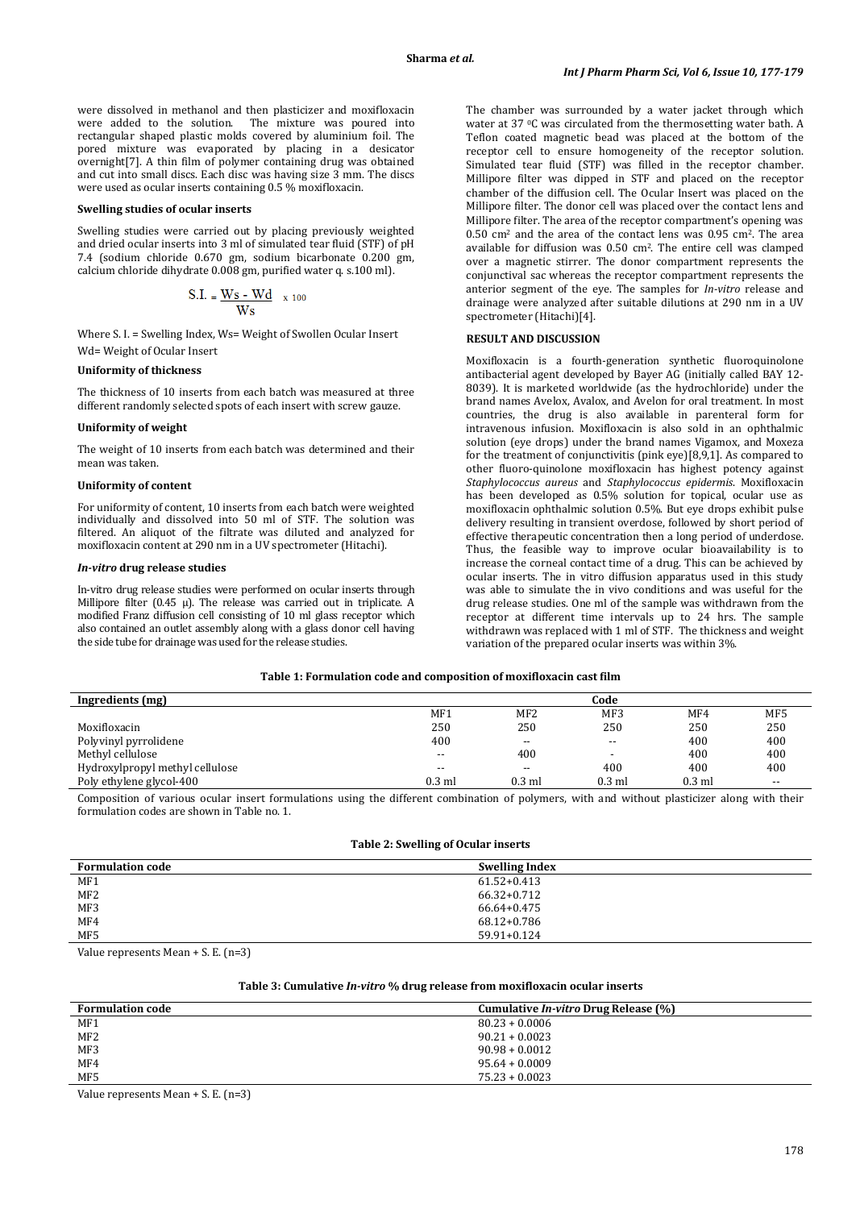were dissolved in methanol and then plasticizer and moxifloxacin were added to the solution. The mixture was poured into rectangular shaped plastic molds covered by aluminium foil. The pored mixture was evaporated by placing in a desicator overnight[7]. A thin film of polymer containing drug was obtained and cut into small discs. Each disc was having size 3 mm. The discs were used as ocular inserts containing 0.5 % moxifloxacin.

### Swelling studies of ocular inserts

Swelling studies were carried out by placing previously weighted and dried ocular inserts into 3 ml of simulated tear fluid (STF) of pH 7.4 (sodium chloride 0.670 gm, sodium bicarbonate 0.200 gm, calcium chloride dihydrate 0.008 gm, purified water q. s.100 ml).

$$S.I. = \frac{Ws - Wd}{Ws} \times 100$$

Where S. I. = Swelling Index, Ws= Weight of Swollen Ocular Insert

Wd= Weight of Ocular Insert

### Uniformity of thickness

The thickness of 10 inserts from each batch was measured at three different randomly selected spots of each insert with screw gauze.

### Uniformity of weight

The weight of 10 inserts from each batch was determined and their mean was taken.

### Uniformity of content

For uniformity of content, 10 inserts from each batch were weighted individually and dissolved into 50 ml of STF. The solution was filtered. An aliquot of the filtrate was diluted and analyzed for moxifloxacin content at 290 nm in a UV spectrometer (Hitachi).

### *In-vitro* drug release studies

In-vitro drug release studies were performed on ocular inserts through Millipore filter (0.45 µ). The release was carried out in triplicate. A modified Franz diffusion cell consisting of 10 ml glass receptor which also contained an outlet assembly along with a glass donor cell having the side tube for drainage was used for the release studies.

The chamber was surrounded by a water jacket through which water at 37 °C was circulated from the thermosetting water bath. A Teflon coated magnetic bead was placed at the bottom of the receptor cell to ensure homogeneity of the receptor solution. Simulated tear fluid (STF) was filled in the receptor chamber. Millipore filter was dipped in STF and placed on the receptor chamber of the diffusion cell. The Ocular Insert was placed on the Millipore filter. The donor cell was placed over the contact lens and Millipore filter. The area of the receptor compartment's opening was 0.50 cm² and the area of the contact lens was 0.95 cm². The area available for diffusion was 0.50 cm². The entire cell was clamped over a magnetic stirrer. The donor compartment represents the conjunctival sac whereas the receptor compartment represents the anterior segment of the eye. The samples for *In-vitro* release and drainage were analyzed after suitable dilutions at 290 nm in a UV spectrometer (Hitachi)[4].

## RESULT AND DISCUSSION

Moxifloxacin is a fourth-generation synthetic fluoroquinolone antibacterial agent developed by Bayer AG (initially called BAY 12-8039). It is marketed worldwide (as the hydrochloride) under the brand names Avelox, Avalox, and Avelon for oral treatment. In most countries, the drug is also available in parenteral form for intravenous infusion. Moxifloxacin is also sold in an ophthalmic solution (eye drops) under the brand names Vigamox, and Moxeza for the treatment of conjunctivitis (pink eye)[8,9,1]. As compared to other fluoro-quinolone moxifloxacin has highest potency against *Staphylococcus aureus* and *Staphylococcus epidermis*. Moxifloxacin has been developed as 0.5% solution for topical, ocular use as moxifloxacin ophthalmic solution 0.5%. But eye drops exhibit pulse delivery resulting in transient overdose, followed by short period of effective therapeutic concentration then a long period of underdose. Thus, the feasible way to improve ocular bioavailability is to increase the corneal contact time of a drug. This can be achieved by ocular inserts. The in vitro diffusion apparatus used in this study was able to simulate the in vivo conditions and was useful for the drug release studies. One ml of the sample was withdrawn from the receptor at different time intervals up to 24 hrs. The sample withdrawn was replaced with 1 ml of STF. The thickness and weight variation of the prepared ocular inserts was within 3%.

**Table 1: Formulation code and composition of moxifloxacin cast film**

| Ingredients (mg) | Code | | | | |
|---|---|---|---|---|---|
| | MF1 | MF2 | MF3 | MF4 | MF5 |
| Moxifloxacin | 250 | 250 | 250 | 250 | 250 |
| Polyvinyl pyrrolidene | 400 | -- | -- | 400 | 400 |
| Methyl cellulose | -- | 400 | - | 400 | 400 |
| Hydroxylpropyl methyl cellulose | -- | -- | 400 | 400 | 400 |
| Poly ethylene glycol-400 | 0.3 ml | 0.3 ml | 0.3 ml | 0.3 ml | -- |

Composition of various ocular insert formulations using the different combination of polymers, with and without plasticizer along with their formulation codes are shown in Table no. 1.

**Table 2: Swelling of Ocular inserts**

| Formulation code | Swelling Index |
|---|---|
| MF1 | 61.52+0.413 |
| MF2 | 66.32+0.712 |
| MF3 | 66.64+0.475 |
| MF4 | 68.12+0.786 |
| MF5 | 59.91+0.124 |

Value represents Mean + S. E. (n=3)

**Table 3: Cumulative *In-vitro* % drug release from moxifloxacin ocular inserts**

| Formulation code | Cumulative *In-vitro* Drug Release (%) |
|---|---|
| MF1 | 80.23 + 0.0006 |
| MF2 | 90.21 + 0.0023 |
| MF3 | 90.98 + 0.0012 |
| MF4 | 95.64 + 0.0009 |
| MF5 | 75.23 + 0.0023 |

Value represents Mean + S. E. (n=3)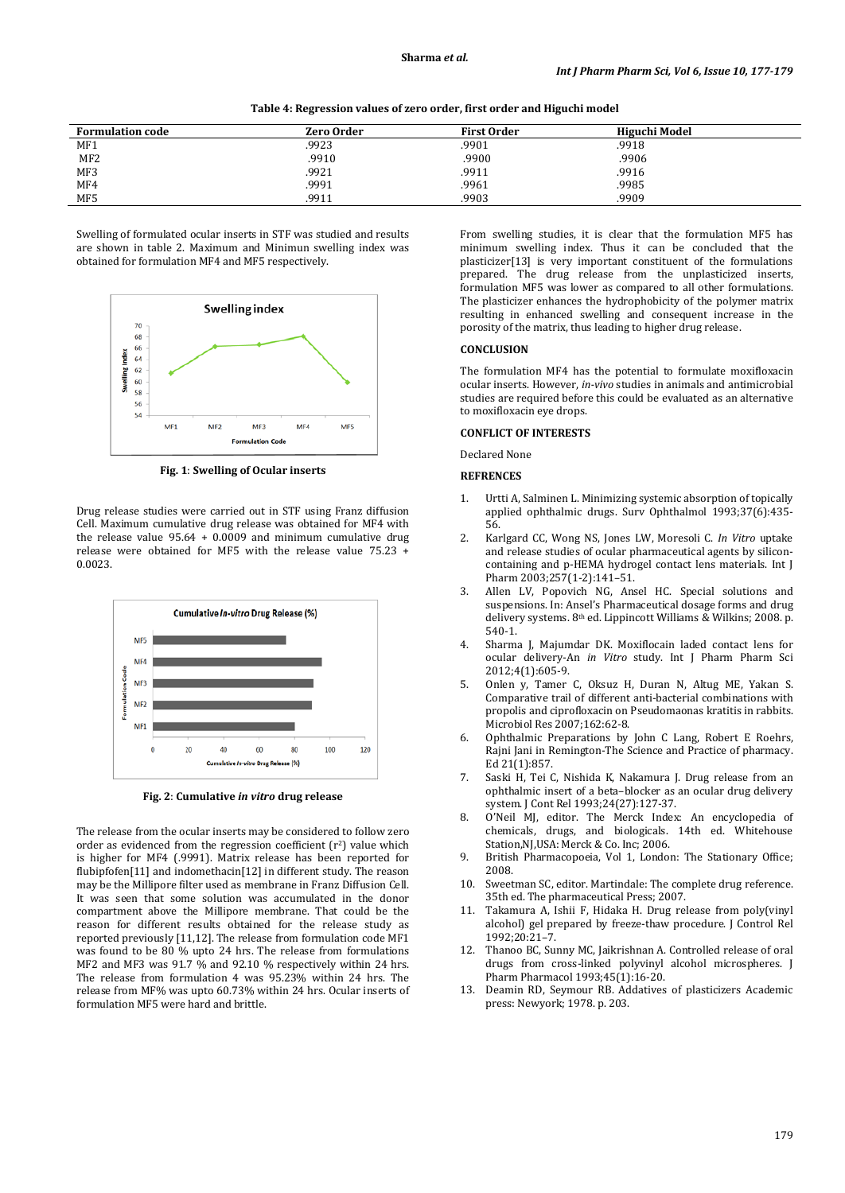Table 4: Regression values of zero order, first order and Higuchi model

| Formulation code | Zero Order | First Order | Higuchi Model |
|---|---|---|---|
| MF1 | .9923 | .9901 | .9918 |
| MF2 | .9910 | .9900 | .9906 |
| MF3 | .9921 | .9911 | .9916 |
| MF4 | .9991 | .9961 | .9985 |
| MF5 | .9911 | .9903 | .9909 |

Swelling of formulated ocular inserts in STF was studied and results are shown in table 2. Maximum and Minimun swelling index was obtained for formulation MF4 and MF5 respectively.

Swelling index

70
68
66
64
62
60
58
56
54

Swelling index

MF1 MF2 MF3 MF4 MF5

Formulation Code

**Fig. 1**: **Swelling of Ocular inserts**

Drug release studies were carried out in STF using Franz diffusion Cell. Maximum cumulative drug release was obtained for MF4 with the release value 95.64 + 0.0009 and minimum cumulative drug release were obtained for MF5 with the release value 75.23 + 0.0023.

Cumulative *In-vitro* Drug Release (%)

MF5
MF4
MF3
MF2
MF1

Formulation Code

0 20 40 60 80 100 120

Cumulative *In-vitro* Drug Release (%)

**Fig. 2**: **Cumulative *in vitro* drug release**

The release from the ocular inserts may be considered to follow zero order as evidenced from the regression coefficient ($r^2$) value which is higher for MF4 (.9991). Matrix release has been reported for flubipfofen[11] and indomethacin[12] in different study. The reason may be the Millipore filter used as membrane in Franz Diffusion Cell. It was seen that some solution was accumulated in the donor compartment above the Millipore membrane. That could be the reason for different results obtained for the release study as reported previously [11,12]. The release from formulation code MF1 was found to be 80 % upto 24 hrs. The release from formulations MF2 and MF3 was 91.7 % and 92.10 % respectively within 24 hrs. The release from formulation 4 was 95.23% within 24 hrs. The release from MF% was upto 60.73% within 24 hrs. Ocular inserts of formulation MF5 were hard and brittle.

From swelling studies, it is clear that the formulation MF5 has minimum swelling index. Thus it can be concluded that the plasticizer[13] is very important constituent of the formulations prepared. The drug release from the unplasticized inserts, formulation MF5 was lower as compared to all other formulations. The plasticizer enhances the hydrophobicity of the polymer matrix resulting in enhanced swelling and consequent increase in the porosity of the matrix, thus leading to higher drug release.

## CONCLUSION

The formulation MF4 has the potential to formulate moxifloxacin ocular inserts. However, *in-vivo* studies in animals and antimicrobial studies are required before this could be evaluated as an alternative to moxifloxacin eye drops.

## CONFLICT OF INTERESTS

Declared None

## REFRENCES

1. Urtti A, Salminen L. Minimizing systemic absorption of topically applied ophthalmic drugs. Surv Ophthalmol 1993;37(6):435-56.
2. Karlgard CC, Wong NS, Jones LW, Moresoli C. *In Vitro* uptake and release studies of ocular pharmaceutical agents by silicon-containing and p-HEMA hydrogel contact lens materials. Int J Pharm 2003;257(1-2):141–51.
3. Allen LV, Popovich NG, Ansel HC. Special solutions and suspensions. In: Ansel's Pharmaceutical dosage forms and drug delivery systems. 8th ed. Lippincott Williams & Wilkins; 2008. p. 540-1.
4. Sharma J, Majumdar DK. Moxiflocain laded contact lens for ocular delivery-An *in Vitro* study. Int J Pharm Pharm Sci 2012;4(1):605-9.
5. Onlen y, Tamer C, Oksuz H, Duran N, Altug ME, Yakan S. Comparative trail of different anti-bacterial combinations with propolis and ciprofloxacin on Pseudomaonas kratitis in rabbits. Microbiol Res 2007;162:62-8.
6. Ophthalmic Preparations by John C Lang, Robert E Roehrs, Rajni Jani in Remington-The Science and Practice of pharmacy. Ed 21(1):857.
7. Saski H, Tei C, Nishida K, Nakamura J. Drug release from an ophthalmic insert of a beta–blocker as an ocular drug delivery system. J Cont Rel 1993;24(27):127-37.
8. O'Neil MJ, editor. The Merck Index: An encyclopedia of chemicals, drugs, and biologicals. 14th ed. Whitehouse Station,NJ,USA: Merck & Co. Inc; 2006.
9. British Pharmacopoeia, Vol 1, London: The Stationary Office; 2008.
10. Sweetman SC, editor. Martindale: The complete drug reference. 35th ed. The pharmaceutical Press; 2007.
11. Takamura A, Ishii F, Hidaka H. Drug release from poly(vinyl alcohol) gel prepared by freeze-thaw procedure. J Control Rel 1992;20:21–7.
12. Thanoo BC, Sunny MC, Jaikrishnan A. Controlled release of oral drugs from cross-linked polyvinyl alcohol microspheres. J Pharm Pharmacol 1993;45(1):16-20.
13. Deamin RD, Seymour RB. Addatives of plasticizers Academic press: Newyork; 1978. p. 203.